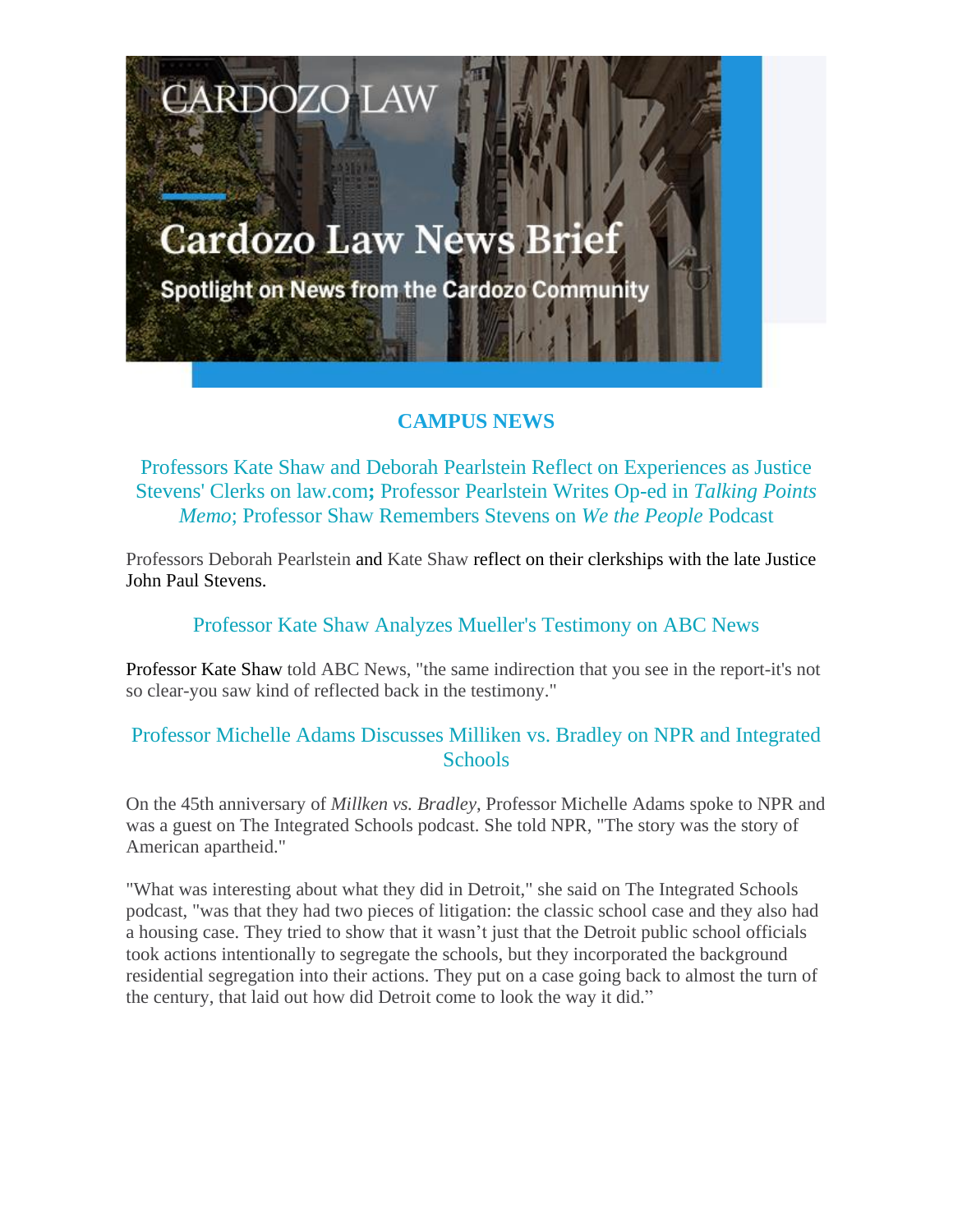# Cardozo Law News Brief

Spotlight on News from the Cardozo Community

## CAMPUS NEWS

### Professors Kate Shaw and Deborah Pearlstein Reflect on Experiences as Justice Stevens' Clerks on law.com**;** Professor Pearlstein Writes Op-ed in *Talking Points Memo*; Professor Shaw Remembers Stevens on *We the People* Podcast

Professors Deborah Pearlstein and Kate Shaw reflect on their clerkships with the late Justice John Paul Stevens.

### Professor Kate Shaw Analyzes Mueller's Testimony on ABC News

Professor Kate Shaw told ABC News, "the same indirection that you see in the report-it's not so clear-you saw kind of reflected back in the testimony."

### Professor Michelle Adams Discusses Milliken vs. Bradley on NPR and Integrated Schools

On the 45th anniversary of *Millken vs. Bradley*, Professor Michelle Adams spoke to NPR and was a guest on The Integrated Schools podcast. She told NPR, "The story was the story of American apartheid."

"What was interesting about what they did in Detroit," she said on The Integrated Schools podcast, "was that they had two pieces of litigation: the classic school case and they also had a housing case. They tried to show that it wasn't just that the Detroit public school officials took actions intentionally to segregate the schools, but they incorporated the background residential segregation into their actions. They put on a case going back to almost the turn of the century, that laid out how did Detroit come to look the way it did."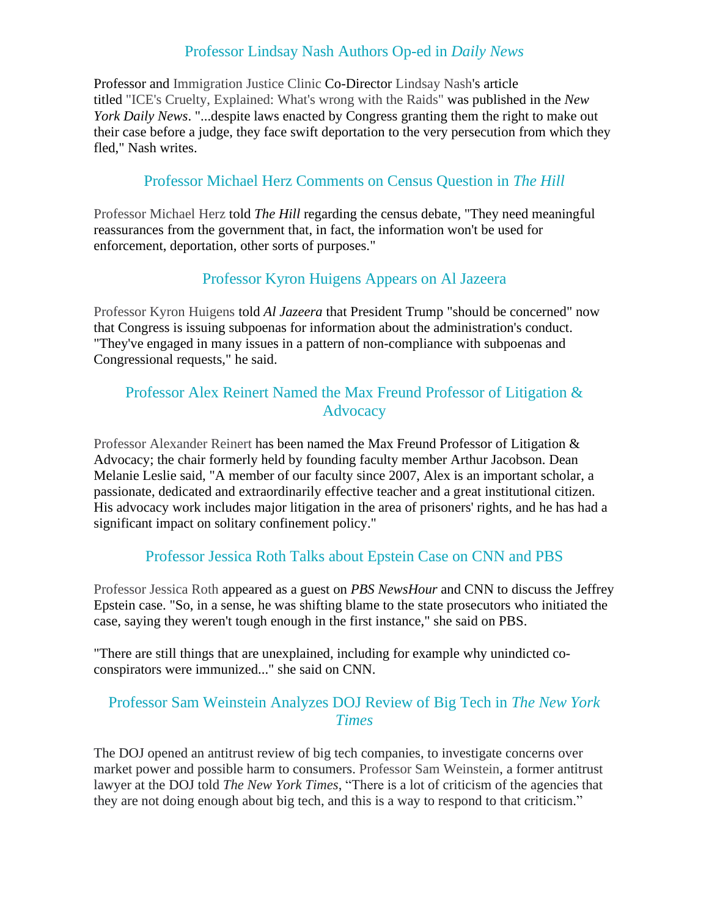## Professor Lindsay Nash Authors Op-ed in *Daily News*

Professor and Immigration Justice Clinic Co-Director Lindsay Nash's article titled "ICE's Cruelty, Explained: What's wrong with the Raids" was published in the *New York Daily News*. "...despite laws enacted by Congress granting them the right to make out their case before a judge, they face swift deportation to the very persecution from which they fled," Nash writes.

## Professor Michael Herz Comments on Census Question in *The Hill*

Professor Michael Herz told *The Hill* regarding the census debate, "They need meaningful reassurances from the government that, in fact, the information won't be used for enforcement, deportation, other sorts of purposes."

## Professor Kyron Huigens Appears on Al Jazeera

Professor Kyron Huigens told *Al Jazeera* that President Trump "should be concerned" now that Congress is issuing subpoenas for information about the administration's conduct. "They've engaged in many issues in a pattern of non-compliance with subpoenas and Congressional requests," he said.

## Professor Alex Reinert Named the Max Freund Professor of Litigation & Advocacy

Professor Alexander Reinert has been named the Max Freund Professor of Litigation & Advocacy; the chair formerly held by founding faculty member Arthur Jacobson. Dean Melanie Leslie said, "A member of our faculty since 2007, Alex is an important scholar, a passionate, dedicated and extraordinarily effective teacher and a great institutional citizen. His advocacy work includes major litigation in the area of prisoners' rights, and he has had a significant impact on solitary confinement policy."

## Professor Jessica Roth Talks about Epstein Case on CNN and PBS

Professor Jessica Roth appeared as a guest on *PBS NewsHour* and CNN to discuss the Jeffrey Epstein case. "So, in a sense, he was shifting blame to the state prosecutors who initiated the case, saying they weren't tough enough in the first instance," she said on PBS.

"There are still things that are unexplained, including for example why unindicted co-conspirators were immunized..." she said on CNN.

## Professor Sam Weinstein Analyzes DOJ Review of Big Tech in *The New York Times*

The DOJ opened an antitrust review of big tech companies, to investigate concerns over market power and possible harm to consumers. Professor Sam Weinstein, a former antitrust lawyer at the DOJ told *The New York Times*, “There is a lot of criticism of the agencies that they are not doing enough about big tech, and this is a way to respond to that criticism.”